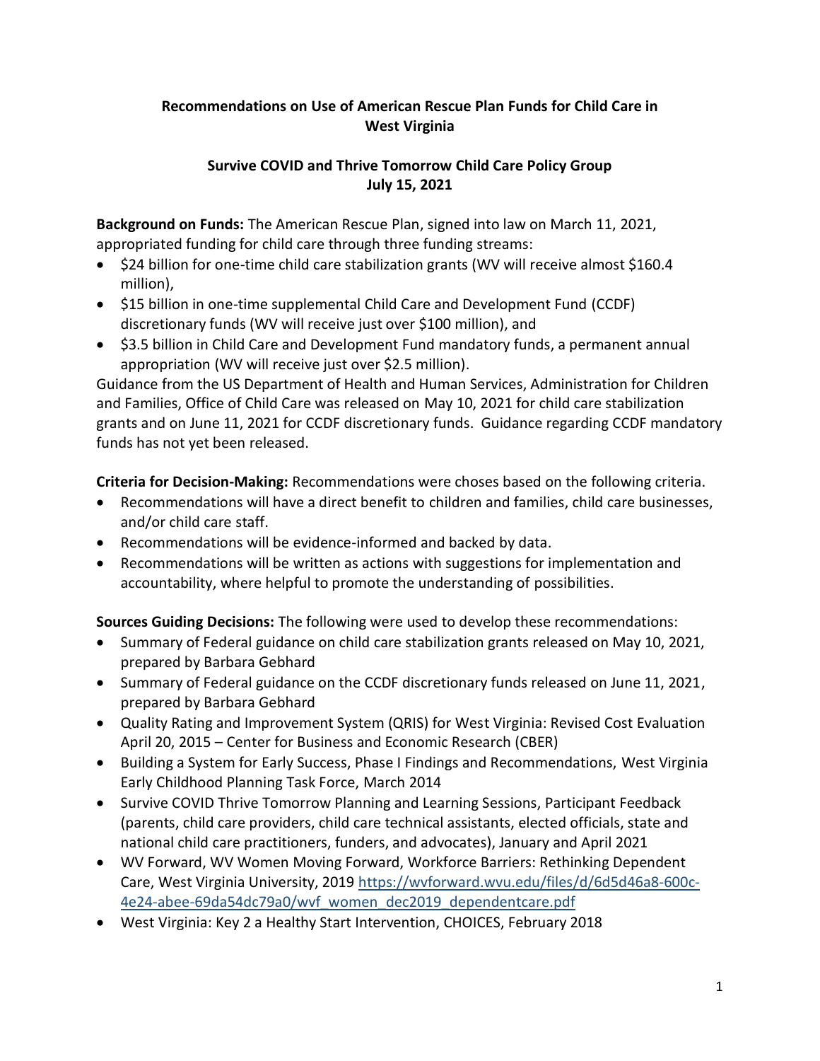# Recommendations on Use of American Rescue Plan Funds for Child Care in West Virginia

## Survive COVID and Thrive Tomorrow Child Care Policy Group
## July 15, 2021

**Background on Funds:** The American Rescue Plan, signed into law on March 11, 2021, appropriated funding for child care through three funding streams:

- $24 billion for one-time child care stabilization grants (WV will receive almost $160.4 million),
- $15 billion in one-time supplemental Child Care and Development Fund (CCDF) discretionary funds (WV will receive just over $100 million), and
- $3.5 billion in Child Care and Development Fund mandatory funds, a permanent annual appropriation (WV will receive just over $2.5 million).

Guidance from the US Department of Health and Human Services, Administration for Children and Families, Office of Child Care was released on May 10, 2021 for child care stabilization grants and on June 11, 2021 for CCDF discretionary funds. Guidance regarding CCDF mandatory funds has not yet been released.

**Criteria for Decision-Making:** Recommendations were choses based on the following criteria.

- Recommendations will have a direct benefit to children and families, child care businesses, and/or child care staff.
- Recommendations will be evidence-informed and backed by data.
- Recommendations will be written as actions with suggestions for implementation and accountability, where helpful to promote the understanding of possibilities.

**Sources Guiding Decisions:** The following were used to develop these recommendations:

- Summary of Federal guidance on child care stabilization grants released on May 10, 2021, prepared by Barbara Gebhard
- Summary of Federal guidance on the CCDF discretionary funds released on June 11, 2021, prepared by Barbara Gebhard
- Quality Rating and Improvement System (QRIS) for West Virginia: Revised Cost Evaluation April 20, 2015 – Center for Business and Economic Research (CBER)
- Building a System for Early Success, Phase I Findings and Recommendations, West Virginia Early Childhood Planning Task Force, March 2014
- Survive COVID Thrive Tomorrow Planning and Learning Sessions, Participant Feedback (parents, child care providers, child care technical assistants, elected officials, state and national child care practitioners, funders, and advocates), January and April 2021
- WV Forward, WV Women Moving Forward, Workforce Barriers: Rethinking Dependent Care, West Virginia University, 2019 https://wvforward.wvu.edu/files/d/6d5d46a8-600c-4e24-abee-69da54dc79a0/wvf_women_dec2019_dependentcare.pdf
- West Virginia: Key 2 a Healthy Start Intervention, CHOICES, February 2018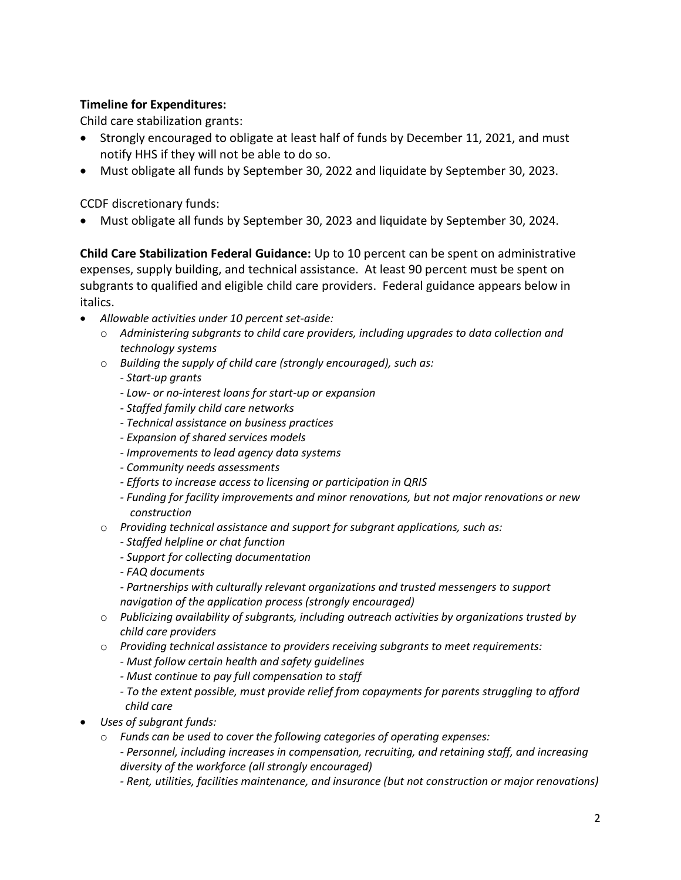**Timeline for Expenditures:**

Child care stabilization grants:

- Strongly encouraged to obligate at least half of funds by December 11, 2021, and must notify HHS if they will not be able to do so.
- Must obligate all funds by September 30, 2022 and liquidate by September 30, 2023.

CCDF discretionary funds:

- Must obligate all funds by September 30, 2023 and liquidate by September 30, 2024.

**Child Care Stabilization Federal Guidance:** Up to 10 percent can be spent on administrative expenses, supply building, and technical assistance. At least 90 percent must be spent on subgrants to qualified and eligible child care providers. Federal guidance appears below in italics.

- *Allowable activities under 10 percent set-aside:*
  - *Administering subgrants to child care providers, including upgrades to data collection and technology systems*
  - *Building the supply of child care (strongly encouraged), such as:*
    - *- Start-up grants*
    - *- Low- or no-interest loans for start-up or expansion*
    - *- Staffed family child care networks*
    - *- Technical assistance on business practices*
    - *- Expansion of shared services models*
    - *- Improvements to lead agency data systems*
    - *- Community needs assessments*
    - *- Efforts to increase access to licensing or participation in QRIS*
    - *- Funding for facility improvements and minor renovations, but not major renovations or new construction*
  - *Providing technical assistance and support for subgrant applications, such as:*
    - *- Staffed helpline or chat function*
    - *- Support for collecting documentation*
    - *- FAQ documents*
    - *- Partnerships with culturally relevant organizations and trusted messengers to support navigation of the application process (strongly encouraged)*
  - *Publicizing availability of subgrants, including outreach activities by organizations trusted by child care providers*
  - *Providing technical assistance to providers receiving subgrants to meet requirements:*
    - *- Must follow certain health and safety guidelines*
    - *- Must continue to pay full compensation to staff*
    - *- To the extent possible, must provide relief from copayments for parents struggling to afford child care*
- *Uses of subgrant funds:*
  - *Funds can be used to cover the following categories of operating expenses:*
    - *- Personnel, including increases in compensation, recruiting, and retaining staff, and increasing diversity of the workforce (all strongly encouraged)*
    - *- Rent, utilities, facilities maintenance, and insurance (but not construction or major renovations)*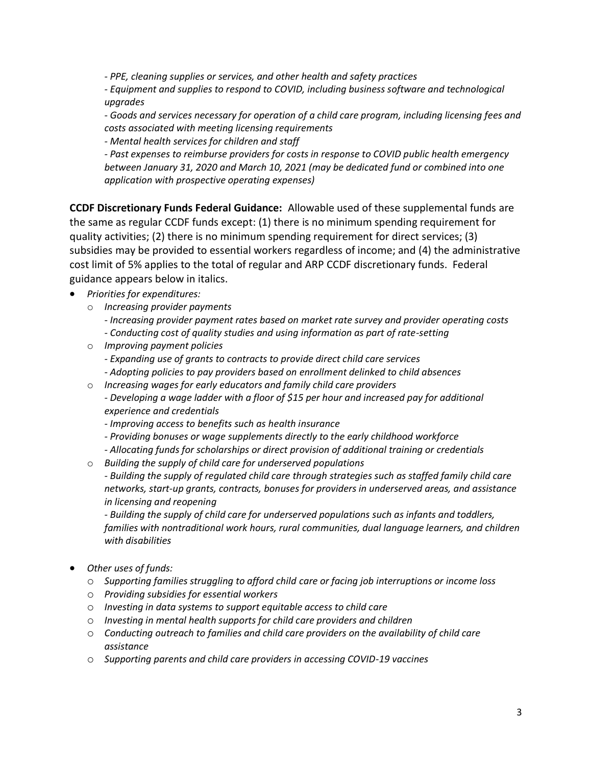*- PPE, cleaning supplies or services, and other health and safety practices*

*- Equipment and supplies to respond to COVID, including business software and technological upgrades*

*- Goods and services necessary for operation of a child care program, including licensing fees and costs associated with meeting licensing requirements*

*- Mental health services for children and staff*

*- Past expenses to reimburse providers for costs in response to COVID public health emergency between January 31, 2020 and March 10, 2021 (may be dedicated fund or combined into one application with prospective operating expenses)*

**CCDF Discretionary Funds Federal Guidance:** Allowable used of these supplemental funds are the same as regular CCDF funds except: (1) there is no minimum spending requirement for quality activities; (2) there is no minimum spending requirement for direct services; (3) subsidies may be provided to essential workers regardless of income; and (4) the administrative cost limit of 5% applies to the total of regular and ARP CCDF discretionary funds. Federal guidance appears below in italics.

- *Priorities for expenditures:*
  - *Increasing provider payments*
    *- Increasing provider payment rates based on market rate survey and provider operating costs*
    *- Conducting cost of quality studies and using information as part of rate-setting*
  - *Improving payment policies*
    *- Expanding use of grants to contracts to provide direct child care services*
    *- Adopting policies to pay providers based on enrollment delinked to child absences*
  - *Increasing wages for early educators and family child care providers*
    *- Developing a wage ladder with a floor of $15 per hour and increased pay for additional experience and credentials*
    *- Improving access to benefits such as health insurance*
    *- Providing bonuses or wage supplements directly to the early childhood workforce*
    *- Allocating funds for scholarships or direct provision of additional training or credentials*
  - *Building the supply of child care for underserved populations*
    *- Building the supply of regulated child care through strategies such as staffed family child care networks, start-up grants, contracts, bonuses for providers in underserved areas, and assistance in licensing and reopening*
    *- Building the supply of child care for underserved populations such as infants and toddlers, families with nontraditional work hours, rural communities, dual language learners, and children with disabilities*

- *Other uses of funds:*
  - *Supporting families struggling to afford child care or facing job interruptions or income loss*
  - *Providing subsidies for essential workers*
  - *Investing in data systems to support equitable access to child care*
  - *Investing in mental health supports for child care providers and children*
  - *Conducting outreach to families and child care providers on the availability of child care assistance*
  - *Supporting parents and child care providers in accessing COVID-19 vaccines*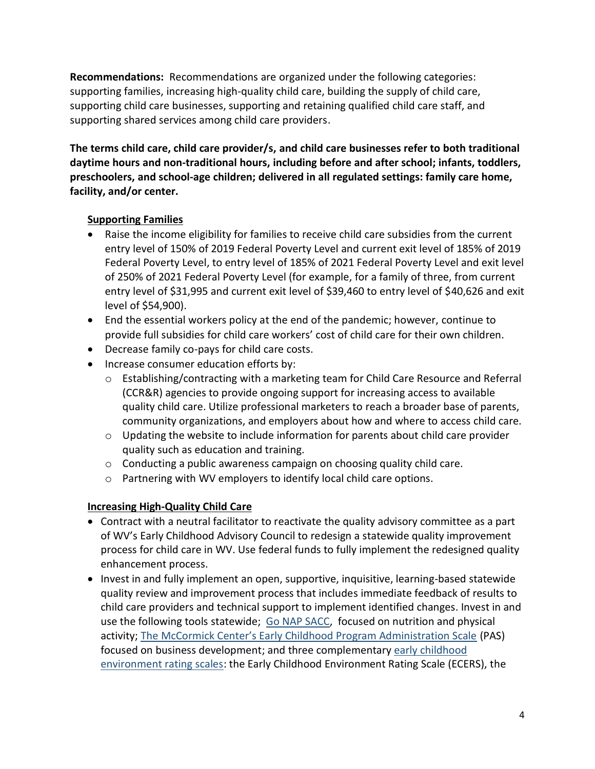**Recommendations:** Recommendations are organized under the following categories: supporting families, increasing high-quality child care, building the supply of child care, supporting child care businesses, supporting and retaining qualified child care staff, and supporting shared services among child care providers.

**The terms child care, child care provider/s, and child care businesses refer to both traditional daytime hours and non-traditional hours, including before and after school; infants, toddlers, preschoolers, and school-age children; delivered in all regulated settings: family care home, facility, and/or center.**

**Supporting Families**

- Raise the income eligibility for families to receive child care subsidies from the current entry level of 150% of 2019 Federal Poverty Level and current exit level of 185% of 2019 Federal Poverty Level, to entry level of 185% of 2021 Federal Poverty Level and exit level of 250% of 2021 Federal Poverty Level (for example, for a family of three, from current entry level of $31,995 and current exit level of $39,460 to entry level of $40,626 and exit level of $54,900).
- End the essential workers policy at the end of the pandemic; however, continue to provide full subsidies for child care workers' cost of child care for their own children.
- Decrease family co-pays for child care costs.
- Increase consumer education efforts by:
  - Establishing/contracting with a marketing team for Child Care Resource and Referral (CCR&R) agencies to provide ongoing support for increasing access to available quality child care. Utilize professional marketers to reach a broader base of parents, community organizations, and employers about how and where to access child care.
  - Updating the website to include information for parents about child care provider quality such as education and training.
  - Conducting a public awareness campaign on choosing quality child care.
  - Partnering with WV employers to identify local child care options.

**Increasing High-Quality Child Care**

- Contract with a neutral facilitator to reactivate the quality advisory committee as a part of WV's Early Childhood Advisory Council to redesign a statewide quality improvement process for child care in WV. Use federal funds to fully implement the redesigned quality enhancement process.
- Invest in and fully implement an open, supportive, inquisitive, learning-based statewide quality review and improvement process that includes immediate feedback of results to child care providers and technical support to implement identified changes. Invest in and use the following tools statewide; Go NAP SACC, focused on nutrition and physical activity; The McCormick Center's Early Childhood Program Administration Scale (PAS) focused on business development; and three complementary early childhood environment rating scales: the Early Childhood Environment Rating Scale (ECERS), the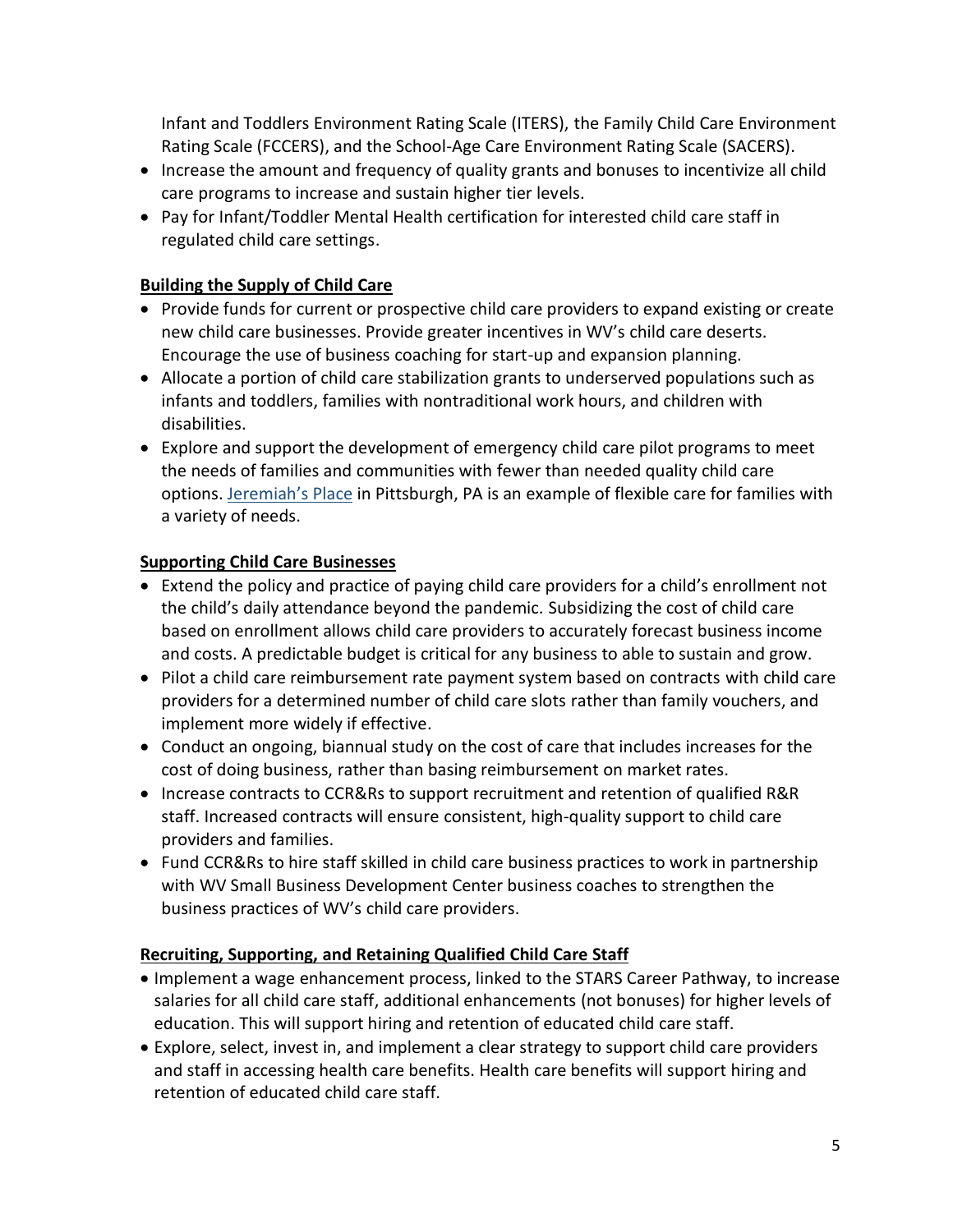Infant and Toddlers Environment Rating Scale (ITERS), the Family Child Care Environment Rating Scale (FCCERS), and the School-Age Care Environment Rating Scale (SACERS).

- Increase the amount and frequency of quality grants and bonuses to incentivize all child care programs to increase and sustain higher tier levels.
- Pay for Infant/Toddler Mental Health certification for interested child care staff in regulated child care settings.

**Building the Supply of Child Care**

- Provide funds for current or prospective child care providers to expand existing or create new child care businesses. Provide greater incentives in WV's child care deserts. Encourage the use of business coaching for start-up and expansion planning.
- Allocate a portion of child care stabilization grants to underserved populations such as infants and toddlers, families with nontraditional work hours, and children with disabilities.
- Explore and support the development of emergency child care pilot programs to meet the needs of families and communities with fewer than needed quality child care options. Jeremiah's Place in Pittsburgh, PA is an example of flexible care for families with a variety of needs.

**Supporting Child Care Businesses**

- Extend the policy and practice of paying child care providers for a child's enrollment not the child's daily attendance beyond the pandemic. Subsidizing the cost of child care based on enrollment allows child care providers to accurately forecast business income and costs. A predictable budget is critical for any business to able to sustain and grow.
- Pilot a child care reimbursement rate payment system based on contracts with child care providers for a determined number of child care slots rather than family vouchers, and implement more widely if effective.
- Conduct an ongoing, biannual study on the cost of care that includes increases for the cost of doing business, rather than basing reimbursement on market rates.
- Increase contracts to CCR&Rs to support recruitment and retention of qualified R&R staff. Increased contracts will ensure consistent, high-quality support to child care providers and families.
- Fund CCR&Rs to hire staff skilled in child care business practices to work in partnership with WV Small Business Development Center business coaches to strengthen the business practices of WV's child care providers.

**Recruiting, Supporting, and Retaining Qualified Child Care Staff**

- Implement a wage enhancement process, linked to the STARS Career Pathway, to increase salaries for all child care staff, additional enhancements (not bonuses) for higher levels of education. This will support hiring and retention of educated child care staff.
- Explore, select, invest in, and implement a clear strategy to support child care providers and staff in accessing health care benefits. Health care benefits will support hiring and retention of educated child care staff.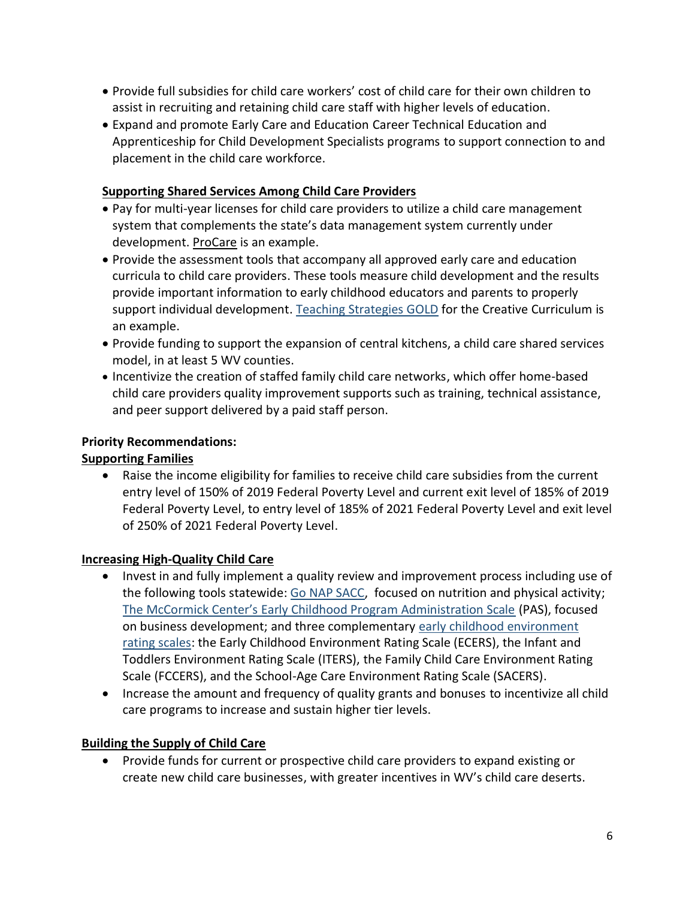- Provide full subsidies for child care workers' cost of child care for their own children to assist in recruiting and retaining child care staff with higher levels of education.
- Expand and promote Early Care and Education Career Technical Education and Apprenticeship for Child Development Specialists programs to support connection to and placement in the child care workforce.

**Supporting Shared Services Among Child Care Providers**

- Pay for multi-year licenses for child care providers to utilize a child care management system that complements the state's data management system currently under development. ProCare is an example.
- Provide the assessment tools that accompany all approved early care and education curricula to child care providers. These tools measure child development and the results provide important information to early childhood educators and parents to properly support individual development. Teaching Strategies GOLD for the Creative Curriculum is an example.
- Provide funding to support the expansion of central kitchens, a child care shared services model, in at least 5 WV counties.
- Incentivize the creation of staffed family child care networks, which offer home-based child care providers quality improvement supports such as training, technical assistance, and peer support delivered by a paid staff person.

**Priority Recommendations:**

**Supporting Families**

- Raise the income eligibility for families to receive child care subsidies from the current entry level of 150% of 2019 Federal Poverty Level and current exit level of 185% of 2019 Federal Poverty Level, to entry level of 185% of 2021 Federal Poverty Level and exit level of 250% of 2021 Federal Poverty Level.

**Increasing High-Quality Child Care**

- Invest in and fully implement a quality review and improvement process including use of the following tools statewide: Go NAP SACC, focused on nutrition and physical activity; The McCormick Center's Early Childhood Program Administration Scale (PAS), focused on business development; and three complementary early childhood environment rating scales: the Early Childhood Environment Rating Scale (ECERS), the Infant and Toddlers Environment Rating Scale (ITERS), the Family Child Care Environment Rating Scale (FCCERS), and the School-Age Care Environment Rating Scale (SACERS).
- Increase the amount and frequency of quality grants and bonuses to incentivize all child care programs to increase and sustain higher tier levels.

**Building the Supply of Child Care**

- Provide funds for current or prospective child care providers to expand existing or create new child care businesses, with greater incentives in WV's child care deserts.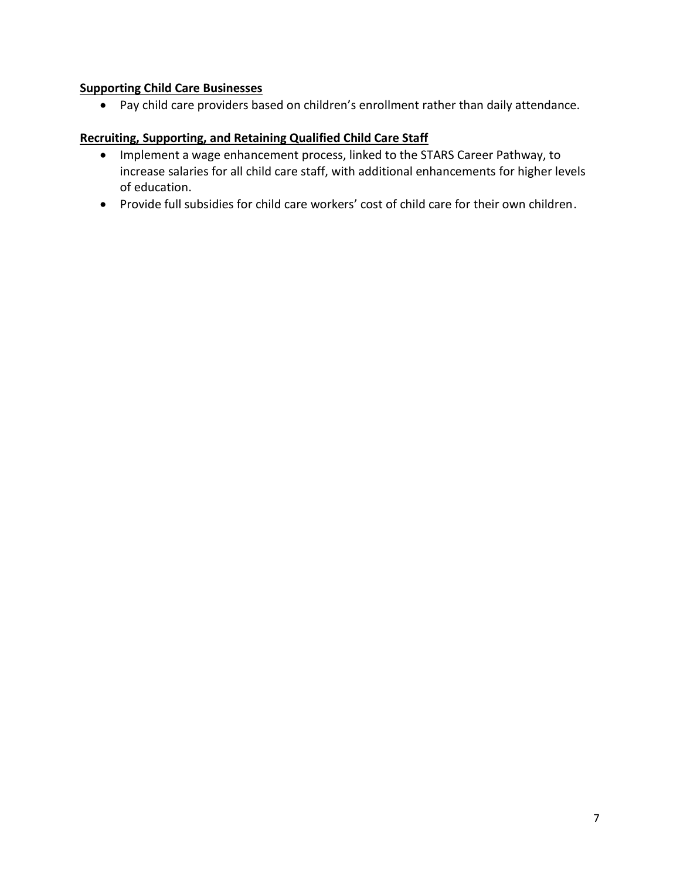**Supporting Child Care Businesses**

- Pay child care providers based on children's enrollment rather than daily attendance.

**Recruiting, Supporting, and Retaining Qualified Child Care Staff**

- Implement a wage enhancement process, linked to the STARS Career Pathway, to increase salaries for all child care staff, with additional enhancements for higher levels of education.
- Provide full subsidies for child care workers' cost of child care for their own children.